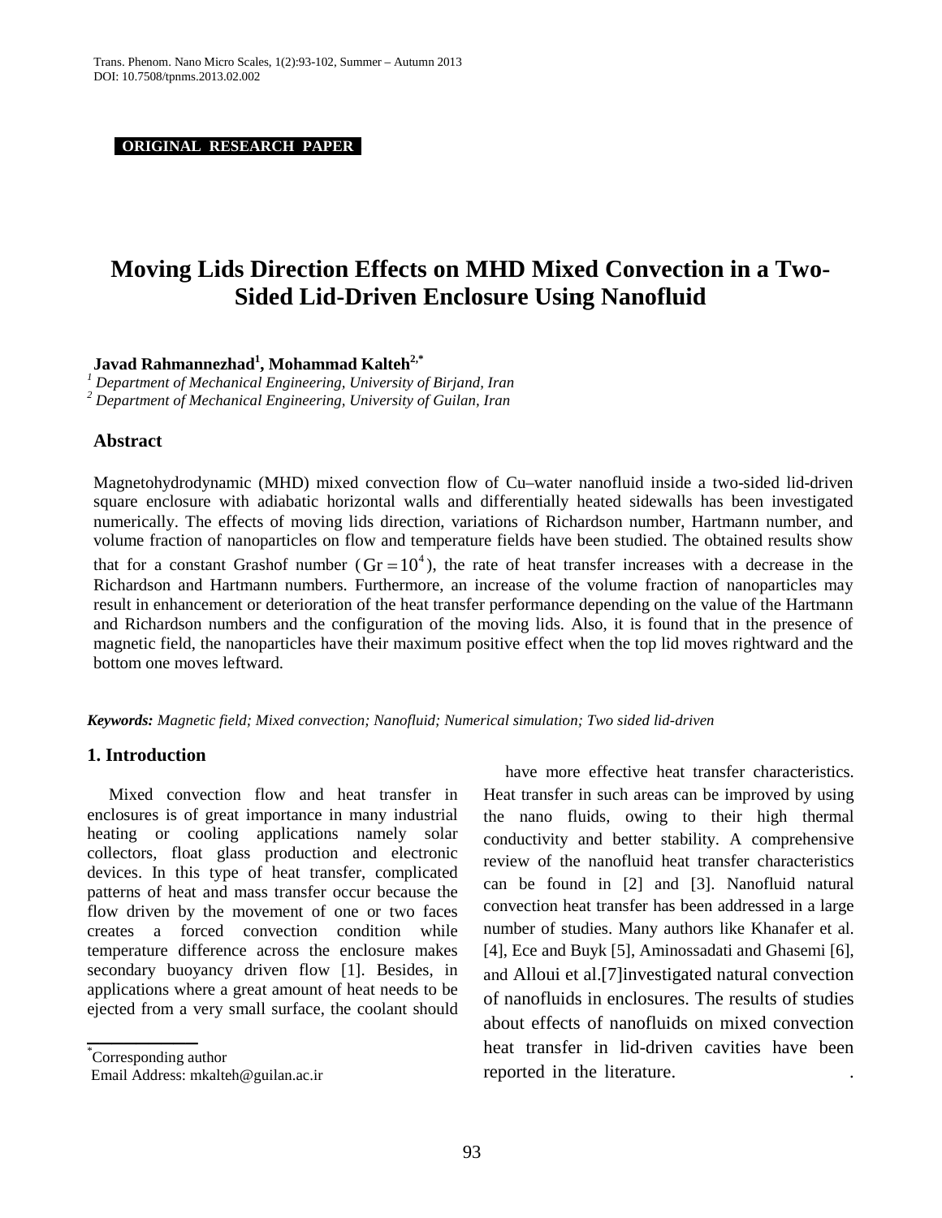**ORIGINAL RESEARCH PAPER**

# Moving Lids Direction Effects on MHD Mixed Convection in a Two-Sided Lid-Driven Enclosure Using Nanofluid

**Javad Rahmannezhad[1], Mohammad Kalteh[2,*]**

*[1] Department of Mechanical Engineering, University of Birjand, Iran*
*[2] Department of Mechanical Engineering, University of Guilan, Iran*

## Abstract

Magnetohydrodynamic (MHD) mixed convection flow of Cu–water nanofluid inside a two-sided lid-driven square enclosure with adiabatic horizontal walls and differentially heated sidewalls has been investigated numerically. The effects of moving lids direction, variations of Richardson number, Hartmann number, and volume fraction of nanoparticles on flow and temperature fields have been studied. The obtained results show that for a constant Grashof number ($\mathrm{Gr}=10^4$), the rate of heat transfer increases with a decrease in the Richardson and Hartmann numbers. Furthermore, an increase of the volume fraction of nanoparticles may result in enhancement or deterioration of the heat transfer performance depending on the value of the Hartmann and Richardson numbers and the configuration of the moving lids. Also, it is found that in the presence of magnetic field, the nanoparticles have their maximum positive effect when the top lid moves rightward and the bottom one moves leftward.

***Keywords:*** *Magnetic field; Mixed convection; Nanofluid; Numerical simulation; Two sided lid-driven*

## 1. Introduction

Mixed convection flow and heat transfer in enclosures is of great importance in many industrial heating or cooling applications namely solar collectors, float glass production and electronic devices. In this type of heat transfer, complicated patterns of heat and mass transfer occur because the flow driven by the movement of one or two faces creates a forced convection condition while temperature difference across the enclosure makes secondary buoyancy driven flow [1]. Besides, in applications where a great amount of heat needs to be ejected from a very small surface, the coolant should have more effective heat transfer characteristics. Heat transfer in such areas can be improved by using the nano fluids, owing to their high thermal conductivity and better stability. A comprehensive review of the nanofluid heat transfer characteristics can be found in [2] and [3]. Nanofluid natural convection heat transfer has been addressed in a large number of studies. Many authors like Khanafer et al. [4], Ece and Buyk [5], Aminossadati and Ghasemi [6], and Alloui et al.[7]investigated natural convection of nanofluids in enclosures. The results of studies about effects of nanofluids on mixed convection heat transfer in lid-driven cavities have been reported in the literature.

[*] Corresponding author
Email Address: mkalteh@guilan.ac.ir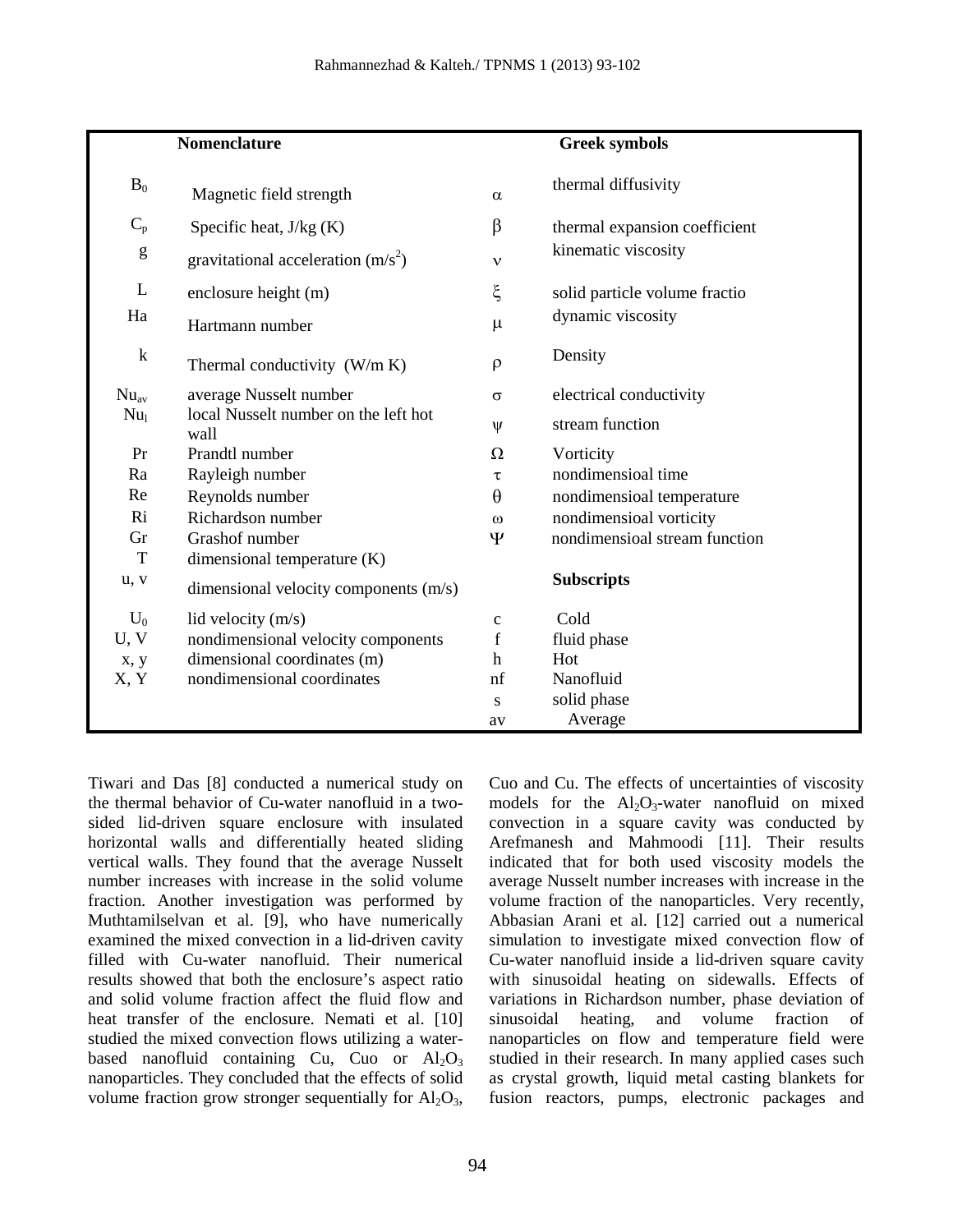| Nomenclature | | | Greek symbols |
|---|---|---|---|
| $B_0$ | Magnetic field strength | $\alpha$ | thermal diffusivity |
| $C_p$ | Specific heat, J/kg (K) | $\beta$ | thermal expansion coefficient |
| g | gravitational acceleration ($m/s^2$) | $\nu$ | kinematic viscosity |
| L | enclosure height (m) | $\xi$ | solid particle volume fractio |
| Ha | Hartmann number | $\mu$ | dynamic viscosity |
| k | Thermal conductivity (W/m K) | $\rho$ | Density |
| $Nu_{av}$ | average Nusselt number | $\sigma$ | electrical conductivity |
| $Nu_l$ | local Nusselt number on the left hot wall | $\psi$ | stream function |
| Pr | Prandtl number | $\Omega$ | Vorticity |
| Ra | Rayleigh number | $\tau$ | nondimensioal time |
| Re | Reynolds number | $\theta$ | nondimensioal temperature |
| Ri | Richardson number | $\omega$ | nondimensioal vorticity |
| Gr | Grashof number | $\Psi$ | nondimensioal stream function |
| T | dimensional temperature (K) | | |
| u, v | dimensional velocity components (m/s) | | **Subscripts** |
| $U_0$ | lid velocity (m/s) | c | Cold |
| U, V | nondimensional velocity components | f | fluid phase |
| x, y | dimensional coordinates (m) | h | Hot |
| X, Y | nondimensional coordinates | nf | Nanofluid |
| | | s | solid phase |
| | | av | Average |

Tiwari and Das [8] conducted a numerical study on the thermal behavior of Cu-water nanofluid in a two-sided lid-driven square enclosure with insulated horizontal walls and differentially heated sliding vertical walls. They found that the average Nusselt number increases with increase in the solid volume fraction. Another investigation was performed by Muthtamilselvan et al. [9], who have numerically examined the mixed convection in a lid-driven cavity filled with Cu-water nanofluid. Their numerical results showed that both the enclosure's aspect ratio and solid volume fraction affect the fluid flow and heat transfer of the enclosure. Nemati et al. [10] studied the mixed convection flows utilizing a water-based nanofluid containing Cu, Cuo or $Al_2O_3$ nanoparticles. They concluded that the effects of solid volume fraction grow stronger sequentially for $Al_2O_3$, Cuo and Cu. The effects of uncertainties of viscosity models for the $Al_2O_3$-water nanofluid on mixed convection in a square cavity was conducted by Arefmanesh and Mahmoodi [11]. Their results indicated that for both used viscosity models the average Nusselt number increases with increase in the volume fraction of the nanoparticles. Very recently, Abbasian Arani et al. [12] carried out a numerical simulation to investigate mixed convection flow of Cu-water nanofluid inside a lid-driven square cavity with sinusoidal heating on sidewalls. Effects of variations in Richardson number, phase deviation of sinusoidal heating, and volume fraction of nanoparticles on flow and temperature field were studied in their research. In many applied cases such as crystal growth, liquid metal casting blankets for fusion reactors, pumps, electronic packages and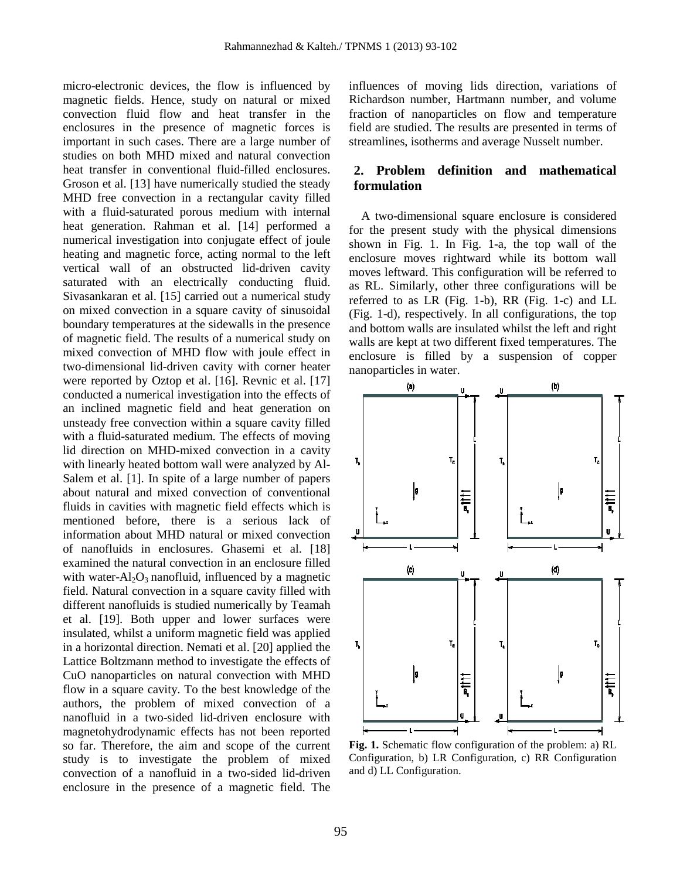micro-electronic devices, the flow is influenced by magnetic fields. Hence, study on natural or mixed convection fluid flow and heat transfer in the enclosures in the presence of magnetic forces is important in such cases. There are a large number of studies on both MHD mixed and natural convection heat transfer in conventional fluid-filled enclosures. Groson et al. [13] have numerically studied the steady MHD free convection in a rectangular cavity filled with a fluid-saturated porous medium with internal heat generation. Rahman et al. [14] performed a numerical investigation into conjugate effect of joule heating and magnetic force, acting normal to the left vertical wall of an obstructed lid-driven cavity saturated with an electrically conducting fluid. Sivasankaran et al. [15] carried out a numerical study on mixed convection in a square cavity of sinusoidal boundary temperatures at the sidewalls in the presence of magnetic field. The results of a numerical study on mixed convection of MHD flow with joule effect in two-dimensional lid-driven cavity with corner heater were reported by Oztop et al. [16]. Revnic et al. [17] conducted a numerical investigation into the effects of an inclined magnetic field and heat generation on unsteady free convection within a square cavity filled with a fluid-saturated medium. The effects of moving lid direction on MHD-mixed convection in a cavity with linearly heated bottom wall were analyzed by Al-Salem et al. [1]. In spite of a large number of papers about natural and mixed convection of conventional fluids in cavities with magnetic field effects which is mentioned before, there is a serious lack of information about MHD natural or mixed convection of nanofluids in enclosures. Ghasemi et al. [18] examined the natural convection in an enclosure filled with water-$Al_2O_3$ nanofluid, influenced by a magnetic field. Natural convection in a square cavity filled with different nanofluids is studied numerically by Teamah et al. [19]. Both upper and lower surfaces were insulated, whilst a uniform magnetic field was applied in a horizontal direction. Nemati et al. [20] applied the Lattice Boltzmann method to investigate the effects of CuO nanoparticles on natural convection with MHD flow in a square cavity. To the best knowledge of the authors, the problem of mixed convection of a nanofluid in a two-sided lid-driven enclosure with magnetohydrodynamic effects has not been reported so far. Therefore, the aim and scope of the current study is to investigate the problem of mixed convection of a nanofluid in a two-sided lid-driven enclosure in the presence of a magnetic field. The influences of moving lids direction, variations of Richardson number, Hartmann number, and volume fraction of nanoparticles on flow and temperature field are studied. The results are presented in terms of streamlines, isotherms and average Nusselt number.

## 2. Problem definition and mathematical formulation

A two-dimensional square enclosure is considered for the present study with the physical dimensions shown in Fig. 1. In Fig. 1-a, the top wall of the enclosure moves rightward while its bottom wall moves leftward. This configuration will be referred to as RL. Similarly, other three configurations will be referred to as LR (Fig. 1-b), RR (Fig. 1-c) and LL (Fig. 1-d), respectively. In all configurations, the top and bottom walls are insulated whilst the left and right walls are kept at two different fixed temperatures. The enclosure is filled by a suspension of copper nanoparticles in water.

**Fig. 1.** Schematic flow configuration of the problem: a) RL Configuration, b) LR Configuration, c) RR Configuration and d) LL Configuration.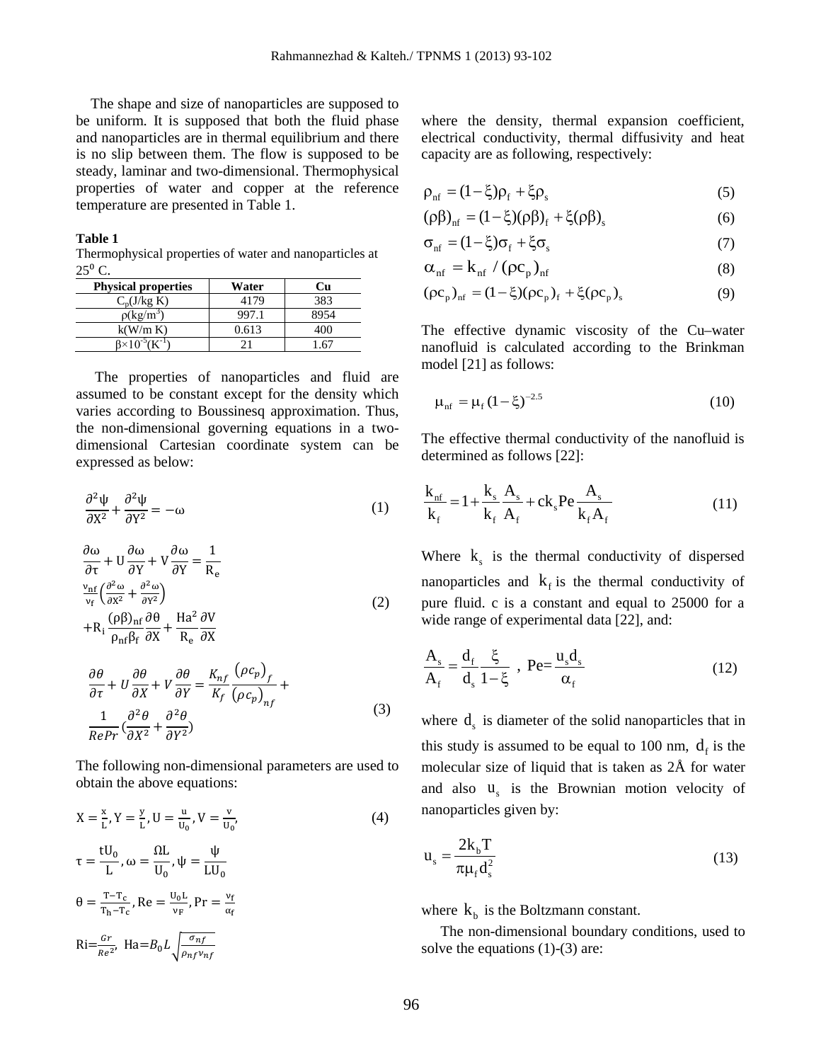The shape and size of nanoparticles are supposed to be uniform. It is supposed that both the fluid phase and nanoparticles are in thermal equilibrium and there is no slip between them. The flow is supposed to be steady, laminar and two-dimensional. Thermophysical properties of water and copper at the reference temperature are presented in Table 1.

**Table 1**
Thermophysical properties of water and nanoparticles at $25^0$ C.

| Physical properties | Water | Cu |
|---|---|---|
| $C_p$(J/kg K) | 4179 | 383 |
| $\rho$(kg/m$^3$) | 997.1 | 8954 |
| k(W/m K) | 0.613 | 400 |
| $\beta\times10^{-5}$(K$^{-1}$) | 21 | 1.67 |

The properties of nanoparticles and fluid are assumed to be constant except for the density which varies according to Boussinesq approximation. Thus, the non-dimensional governing equations in a two-dimensional Cartesian coordinate system can be expressed as below:

$$\frac{\partial^2\psi}{\partial X^2}+\frac{\partial^2\psi}{\partial Y^2}=-\omega \tag{1}$$

$$\frac{\partial\omega}{\partial\tau}+U\frac{\partial\omega}{\partial Y}+V\frac{\partial\omega}{\partial Y}=\frac{1}{R_e}\frac{\nu_{nf}}{\nu_f}\left(\frac{\partial^2\omega}{\partial X^2}+\frac{\partial^2\omega}{\partial Y^2}\right)+R_i\frac{(\rho\beta)_{nf}}{\rho_{nf}\beta_f}\frac{\partial\theta}{\partial X}+\frac{Ha^2}{R_e}\frac{\partial V}{\partial X} \tag{2}$$

$$\frac{\partial\theta}{\partial\tau}+U\frac{\partial\theta}{\partial X}+V\frac{\partial\theta}{\partial Y}=\frac{K_{nf}}{K_f}\frac{(\rho c_p)_f}{(\rho c_p)_{nf}}+\frac{1}{RePr}\left(\frac{\partial^2\theta}{\partial X^2}+\frac{\partial^2\theta}{\partial Y^2}\right) \tag{3}$$

The following non-dimensional parameters are used to obtain the above equations:

$$X=\frac{x}{L},Y=\frac{y}{L},U=\frac{u}{U_0},V=\frac{v}{U_0}, \tag{4}$$

$$\tau=\frac{tU_0}{L},\omega=\frac{\Omega L}{U_0},\psi=\frac{\psi}{LU_0}$$

$$\theta=\frac{T-T_c}{T_h-T_c},Re=\frac{U_0 L}{\nu_F},Pr=\frac{\nu_f}{\alpha_f}$$

$$Ri=\frac{Gr}{Re^2},\ Ha=B_0 L\sqrt{\frac{\sigma_{nf}}{\rho_{nf}\nu_{nf}}}$$

where the density, thermal expansion coefficient, electrical conductivity, thermal diffusivity and heat capacity are as following, respectively:

$$\rho_{nf}=(1-\xi)\rho_f+\xi\rho_s \tag{5}$$

$$(\rho\beta)_{nf}=(1-\xi)(\rho\beta)_f+\xi(\rho\beta)_s \tag{6}$$

$$\sigma_{nf}=(1-\xi)\sigma_f+\xi\sigma_s \tag{7}$$

$$\alpha_{nf}=k_{nf}/(\rho c_p)_{nf} \tag{8}$$

$$(\rho c_p)_{nf}=(1-\xi)(\rho c_p)_f+\xi(\rho c_p)_s \tag{9}$$

The effective dynamic viscosity of the Cu–water nanofluid is calculated according to the Brinkman model [21] as follows:

$$\mu_{nf}=\mu_f(1-\xi)^{-2.5} \tag{10}$$

The effective thermal conductivity of the nanofluid is determined as follows [22]:

$$\frac{k_{nf}}{k_f}=1+\frac{k_s}{k_f}\frac{A_s}{A_f}+ck_s Pe\frac{A_s}{k_f A_f} \tag{11}$$

Where $k_s$ is the thermal conductivity of dispersed nanoparticles and $k_f$ is the thermal conductivity of pure fluid. c is a constant and equal to 25000 for a wide range of experimental data [22], and:

$$\frac{A_s}{A_f}=\frac{d_f}{d_s}\frac{\xi}{1-\xi}\ ,\ Pe=\frac{u_s d_s}{\alpha_f} \tag{12}$$

where $d_s$ is diameter of the solid nanoparticles that in this study is assumed to be equal to 100 nm, $d_f$ is the molecular size of liquid that is taken as 2Å for water and also $u_s$ is the Brownian motion velocity of nanoparticles given by:

$$u_s=\frac{2k_b T}{\pi\mu_f d_s^2} \tag{13}$$

where $k_b$ is the Boltzmann constant.

The non-dimensional boundary conditions, used to solve the equations (1)-(3) are: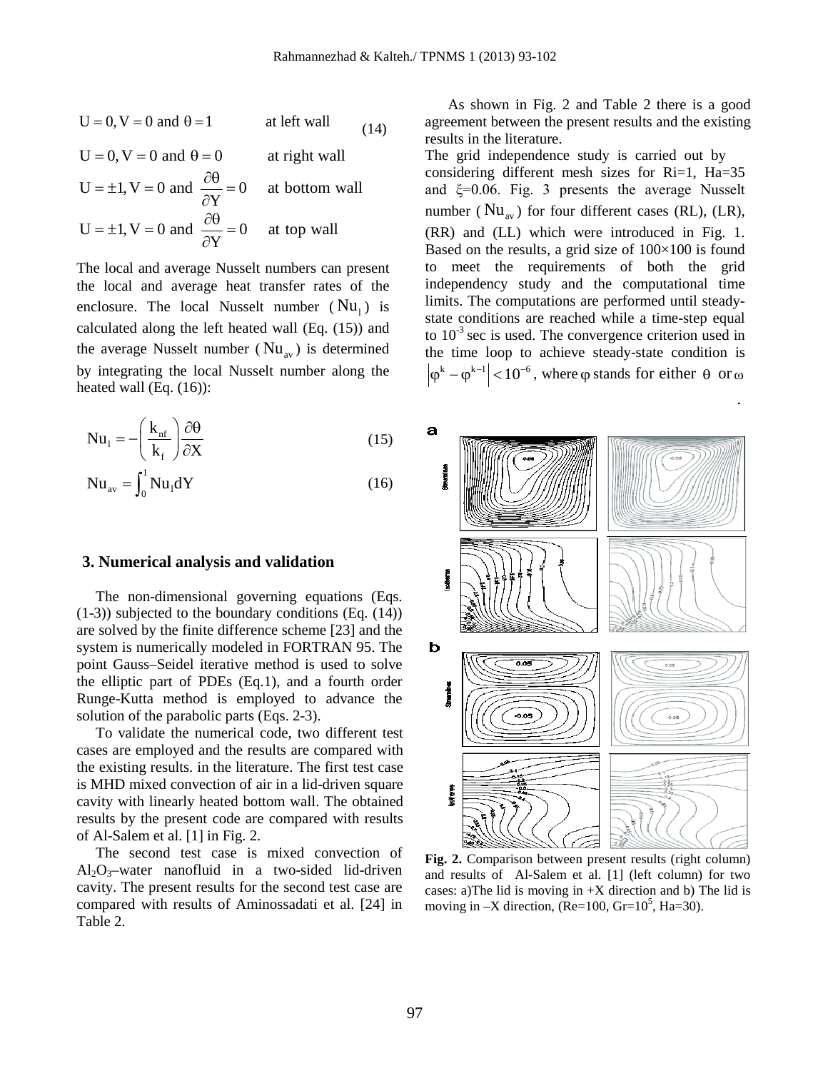$$U = 0, V = 0 \text{ and } \theta = 1 \quad \text{at left wall} \tag{14}$$

$$U = 0, V = 0 \text{ and } \theta = 0 \quad \text{at right wall}$$

$$U = \pm 1, V = 0 \text{ and } \frac{\partial \theta}{\partial Y} = 0 \quad \text{at bottom wall}$$

$$U = \pm 1, V = 0 \text{ and } \frac{\partial \theta}{\partial Y} = 0 \quad \text{at top wall}$$

The local and average Nusselt numbers can present the local and average heat transfer rates of the enclosure. The local Nusselt number ($Nu_l$) is calculated along the left heated wall (Eq. (15)) and the average Nusselt number ($Nu_{av}$) is determined by integrating the local Nusselt number along the heated wall (Eq. (16)):

$$Nu_l = -\left(\frac{k_{nf}}{k_f}\right)\frac{\partial \theta}{\partial X} \tag{15}$$

$$Nu_{av} = \int_0^1 Nu_l dY \tag{16}$$

## 3. Numerical analysis and validation

The non-dimensional governing equations (Eqs. (1-3)) subjected to the boundary conditions (Eq. (14)) are solved by the finite difference scheme [23] and the system is numerically modeled in FORTRAN 95. The point Gauss–Seidel iterative method is used to solve the elliptic part of PDEs (Eq.1), and a fourth order Runge-Kutta method is employed to advance the solution of the parabolic parts (Eqs. 2-3).

To validate the numerical code, two different test cases are employed and the results are compared with the existing results. in the literature. The first test case is MHD mixed convection of air in a lid-driven square cavity with linearly heated bottom wall. The obtained results by the present code are compared with results of Al-Salem et al. [1] in Fig. 2.

The second test case is mixed convection of $Al_2O_3$–water nanofluid in a two-sided lid-driven cavity. The present results for the second test case are compared with results of Aminossadati et al. [24] in Table 2.

As shown in Fig. 2 and Table 2 there is a good agreement between the present results and the existing results in the literature.

The grid independence study is carried out by considering different mesh sizes for Ri=1, Ha=35 and $\xi$=0.06. Fig. 3 presents the average Nusselt number ($Nu_{av}$) for four different cases (RL), (LR), (RR) and (LL) which were introduced in Fig. 1. Based on the results, a grid size of 100×100 is found to meet the requirements of both the grid independency study and the computational time limits. The computations are performed until steady-state conditions are reached while a time-step equal to $10^{-3}$ sec is used. The convergence criterion used in the time loop to achieve steady-state condition is $\left|\varphi^k - \varphi^{k-1}\right| < 10^{-6}$, where $\varphi$ stands for either $\theta$ or $\omega$.

**Fig. 2.** Comparison between present results (right column) and results of Al-Salem et al. [1] (left column) for two cases: a)The lid is moving in +X direction and b) The lid is moving in –X direction, (Re=100, Gr=$10^5$, Ha=30).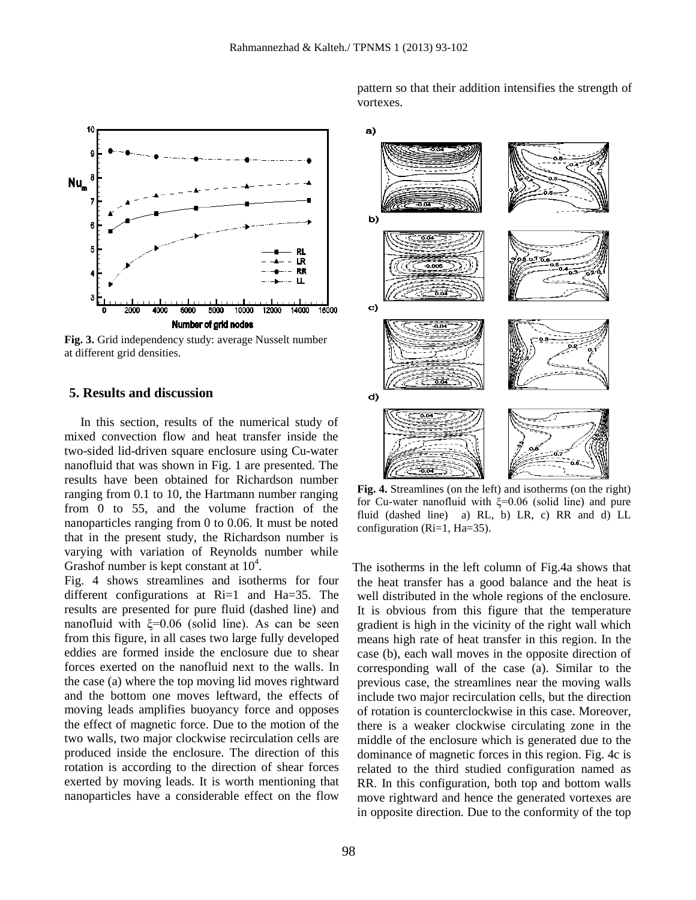pattern so that their addition intensifies the strength of vortexes.

Fig. 3. Grid independency study: average Nusselt number at different grid densities.

## 5. Results and discussion

In this section, results of the numerical study of mixed convection flow and heat transfer inside the two-sided lid-driven square enclosure using Cu-water nanofluid that was shown in Fig. 1 are presented. The results have been obtained for Richardson number ranging from 0.1 to 10, the Hartmann number ranging from 0 to 55, and the volume fraction of the nanoparticles ranging from 0 to 0.06. It must be noted that in the present study, the Richardson number is varying with variation of Reynolds number while Grashof number is kept constant at $10^4$.

Fig. 4 shows streamlines and isotherms for four different configurations at Ri=1 and Ha=35. The results are presented for pure fluid (dashed line) and nanofluid with $\xi$=0.06 (solid line). As can be seen from this figure, in all cases two large fully developed eddies are formed inside the enclosure due to shear forces exerted on the nanofluid next to the walls. In the case (a) where the top moving lid moves rightward and the bottom one moves leftward, the effects of moving leads amplifies buoyancy force and opposes the effect of magnetic force. Due to the motion of the two walls, two major clockwise recirculation cells are produced inside the enclosure. The direction of this rotation is according to the direction of shear forces exerted by moving leads. It is worth mentioning that nanoparticles have a considerable effect on the flow

Fig. 4. Streamlines (on the left) and isotherms (on the right) for Cu-water nanofluid with $\xi$=0.06 (solid line) and pure fluid (dashed line) a) RL, b) LR, c) RR and d) LL configuration (Ri=1, Ha=35).

The isotherms in the left column of Fig.4a shows that the heat transfer has a good balance and the heat is well distributed in the whole regions of the enclosure. It is obvious from this figure that the temperature gradient is high in the vicinity of the right wall which means high rate of heat transfer in this region. In the case (b), each wall moves in the opposite direction of corresponding wall of the case (a). Similar to the previous case, the streamlines near the moving walls include two major recirculation cells, but the direction of rotation is counterclockwise in this case. Moreover, there is a weaker clockwise circulating zone in the middle of the enclosure which is generated due to the dominance of magnetic forces in this region. Fig. 4c is related to the third studied configuration named as RR. In this configuration, both top and bottom walls move rightward and hence the generated vortexes are in opposite direction. Due to the conformity of the top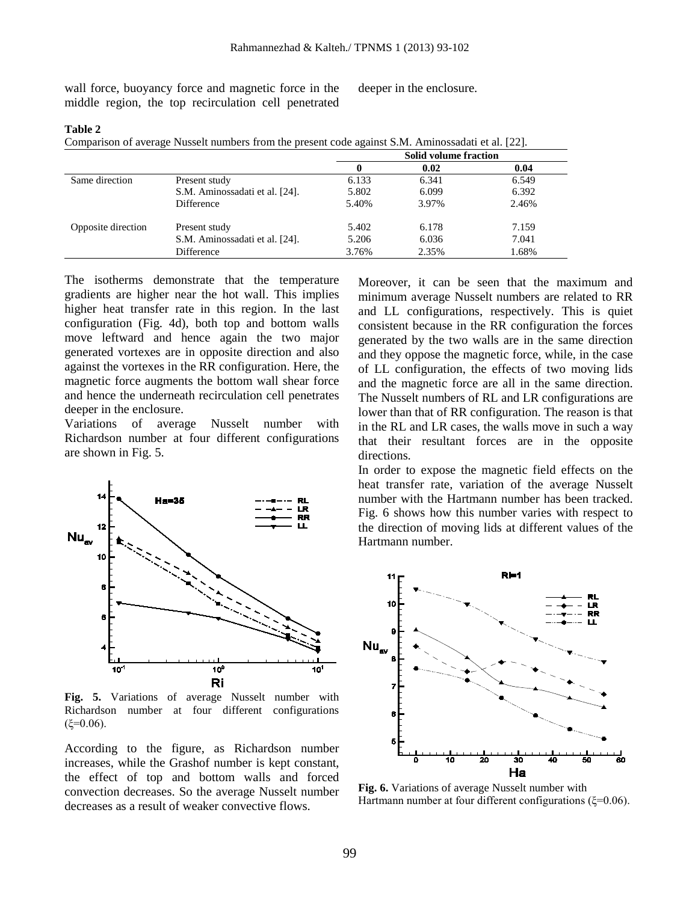wall force, buoyancy force and magnetic force in the middle region, the top recirculation cell penetrated deeper in the enclosure.

**Table 2**

Comparison of average Nusselt numbers from the present code against S.M. Aminossadati et al. [22].

| | | Solid volume fraction | | |
|---|---|---|---|---|
| | | **0** | **0.02** | **0.04** |
| Same direction | Present study | 6.133 | 6.341 | 6.549 |
| | S.M. Aminossadati et al. [24]. | 5.802 | 6.099 | 6.392 |
| | Difference | 5.40% | 3.97% | 2.46% |
| Opposite direction | Present study | 5.402 | 6.178 | 7.159 |
| | S.M. Aminossadati et al. [24]. | 5.206 | 6.036 | 7.041 |
| | Difference | 3.76% | 2.35% | 1.68% |

The isotherms demonstrate that the temperature gradients are higher near the hot wall. This implies higher heat transfer rate in this region. In the last configuration (Fig. 4d), both top and bottom walls move leftward and hence again the two major generated vortexes are in opposite direction and also against the vortexes in the RR configuration. Here, the magnetic force augments the bottom wall shear force and hence the underneath recirculation cell penetrates deeper in the enclosure.

Variations of average Nusselt number with Richardson number at four different configurations are shown in Fig. 5.

**Fig. 5.** Variations of average Nusselt number with Richardson number at four different configurations (ξ=0.06).

According to the figure, as Richardson number increases, while the Grashof number is kept constant, the effect of top and bottom walls and forced convection decreases. So the average Nusselt number decreases as a result of weaker convective flows.

Moreover, it can be seen that the maximum and minimum average Nusselt numbers are related to RR and LL configurations, respectively. This is quiet consistent because in the RR configuration the forces generated by the two walls are in the same direction and they oppose the magnetic force, while, in the case of LL configuration, the effects of two moving lids and the magnetic force are all in the same direction. The Nusselt numbers of RL and LR configurations are lower than that of RR configuration. The reason is that in the RL and LR cases, the walls move in such a way that their resultant forces are in the opposite directions.

In order to expose the magnetic field effects on the heat transfer rate, variation of the average Nusselt number with the Hartmann number has been tracked. Fig. 6 shows how this number varies with respect to the direction of moving lids at different values of the Hartmann number.

**Fig. 6.** Variations of average Nusselt number with Hartmann number at four different configurations (ξ=0.06).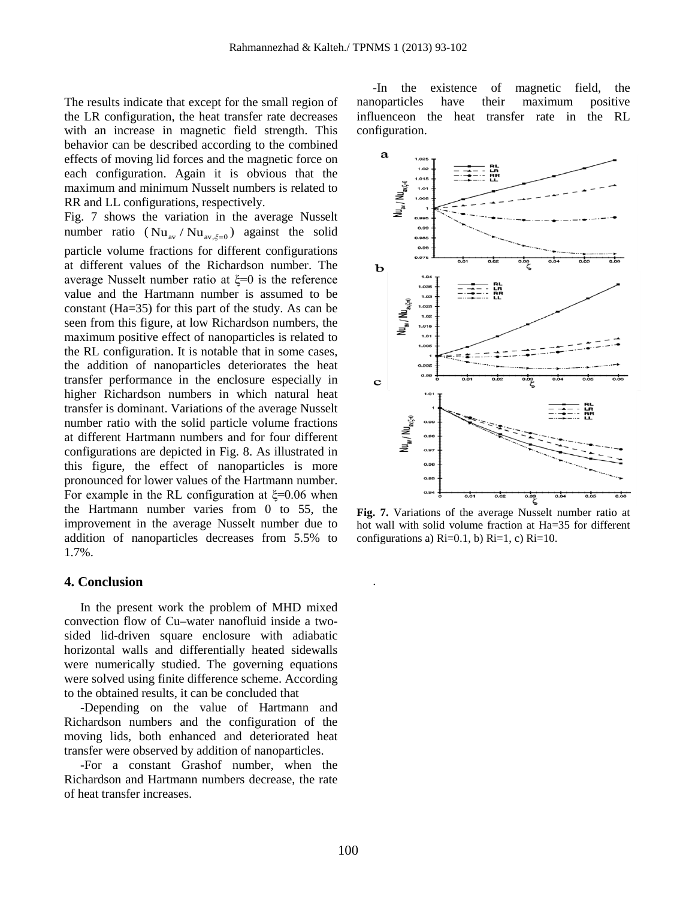The results indicate that except for the small region of the LR configuration, the heat transfer rate decreases with an increase in magnetic field strength. This behavior can be described according to the combined effects of moving lid forces and the magnetic force on each configuration. Again it is obvious that the maximum and minimum Nusselt numbers is related to RR and LL configurations, respectively.

Fig. 7 shows the variation in the average Nusselt number ratio ($Nu_{av} / Nu_{av,\xi=0}$) against the solid particle volume fractions for different configurations at different values of the Richardson number. The average Nusselt number ratio at ξ=0 is the reference value and the Hartmann number is assumed to be constant (Ha=35) for this part of the study. As can be seen from this figure, at low Richardson numbers, the maximum positive effect of nanoparticles is related to the RL configuration. It is notable that in some cases, the addition of nanoparticles deteriorates the heat transfer performance in the enclosure especially in higher Richardson numbers in which natural heat transfer is dominant. Variations of the average Nusselt number ratio with the solid particle volume fractions at different Hartmann numbers and for four different configurations are depicted in Fig. 8. As illustrated in this figure, the effect of nanoparticles is more pronounced for lower values of the Hartmann number. For example in the RL configuration at ξ=0.06 when the Hartmann number varies from 0 to 55, the improvement in the average Nusselt number due to addition of nanoparticles decreases from 5.5% to 1.7%.

## 4. Conclusion

In the present work the problem of MHD mixed convection flow of Cu–water nanofluid inside a two-sided lid-driven square enclosure with adiabatic horizontal walls and differentially heated sidewalls were numerically studied. The governing equations were solved using finite difference scheme. According to the obtained results, it can be concluded that

-Depending on the value of Hartmann and Richardson numbers and the configuration of the moving lids, both enhanced and deteriorated heat transfer were observed by addition of nanoparticles.

-For a constant Grashof number, when the Richardson and Hartmann numbers decrease, the rate of heat transfer increases.

-In the existence of magnetic field, the nanoparticles have their maximum positive influenceon the heat transfer rate in the RL configuration.

**Fig. 7.** Variations of the average Nusselt number ratio at hot wall with solid volume fraction at Ha=35 for different configurations a) Ri=0.1, b) Ri=1, c) Ri=10.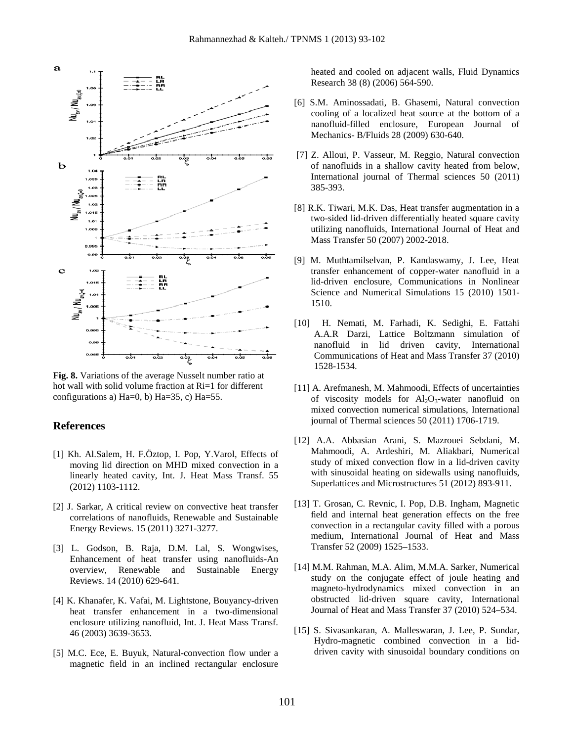**Fig. 8.** Variations of the average Nusselt number ratio at hot wall with solid volume fraction at Ri=1 for different configurations a) Ha=0, b) Ha=35, c) Ha=55.

## References

[1] Kh. Al.Salem, H. F.Öztop, I. Pop, Y.Varol, Effects of moving lid direction on MHD mixed convection in a linearly heated cavity, Int. J. Heat Mass Transf. 55 (2012) 1103-1112.

[2] J. Sarkar, A critical review on convective heat transfer correlations of nanofluids, Renewable and Sustainable Energy Reviews. 15 (2011) 3271-3277.

[3] L. Godson, B. Raja, D.M. Lal, S. Wongwises, Enhancement of heat transfer using nanofluids-An overview, Renewable and Sustainable Energy Reviews. 14 (2010) 629-641.

[4] K. Khanafer, K. Vafai, M. Lightstone, Bouyancy-driven heat transfer enhancement in a two-dimensional enclosure utilizing nanofluid, Int. J. Heat Mass Transf. 46 (2003) 3639-3653.

[5] M.C. Ece, E. Buyuk, Natural-convection flow under a magnetic field in an inclined rectangular enclosure heated and cooled on adjacent walls, Fluid Dynamics Research 38 (8) (2006) 564-590.

[6] S.M. Aminossadati, B. Ghasemi, Natural convection cooling of a localized heat source at the bottom of a nanofluid-filled enclosure, European Journal of Mechanics- B/Fluids 28 (2009) 630-640.

[7] Z. Alloui, P. Vasseur, M. Reggio, Natural convection of nanofluids in a shallow cavity heated from below, International journal of Thermal sciences 50 (2011) 385-393.

[8] R.K. Tiwari, M.K. Das, Heat transfer augmentation in a two-sided lid-driven differentially heated square cavity utilizing nanofluids, International Journal of Heat and Mass Transfer 50 (2007) 2002-2018.

[9] M. Muthtamilselvan, P. Kandaswamy, J. Lee, Heat transfer enhancement of copper-water nanofluid in a lid-driven enclosure, Communications in Nonlinear Science and Numerical Simulations 15 (2010) 1501-1510.

[10] H. Nemati, M. Farhadi, K. Sedighi, E. Fattahi A.A.R Darzi, Lattice Boltzmann simulation of nanofluid in lid driven cavity, International Communications of Heat and Mass Transfer 37 (2010) 1528-1534.

[11] A. Arefmanesh, M. Mahmoodi, Effects of uncertainties of viscosity models for $Al_2O_3$-water nanofluid on mixed convection numerical simulations, International journal of Thermal sciences 50 (2011) 1706-1719.

[12] A.A. Abbasian Arani, S. Mazrouei Sebdani, M. Mahmoodi, A. Ardeshiri, M. Aliakbari, Numerical study of mixed convection flow in a lid-driven cavity with sinusoidal heating on sidewalls using nanofluids, Superlattices and Microstructures 51 (2012) 893-911.

[13] T. Grosan, C. Revnic, I. Pop, D.B. Ingham, Magnetic field and internal heat generation effects on the free convection in a rectangular cavity filled with a porous medium, International Journal of Heat and Mass Transfer 52 (2009) 1525–1533.

[14] M.M. Rahman, M.A. Alim, M.M.A. Sarker, Numerical study on the conjugate effect of joule heating and magneto-hydrodynamics mixed convection in an obstructed lid-driven square cavity, International Journal of Heat and Mass Transfer 37 (2010) 524–534.

[15] S. Sivasankaran, A. Malleswaran, J. Lee, P. Sundar, Hydro-magnetic combined convection in a lid-driven cavity with sinusoidal boundary conditions on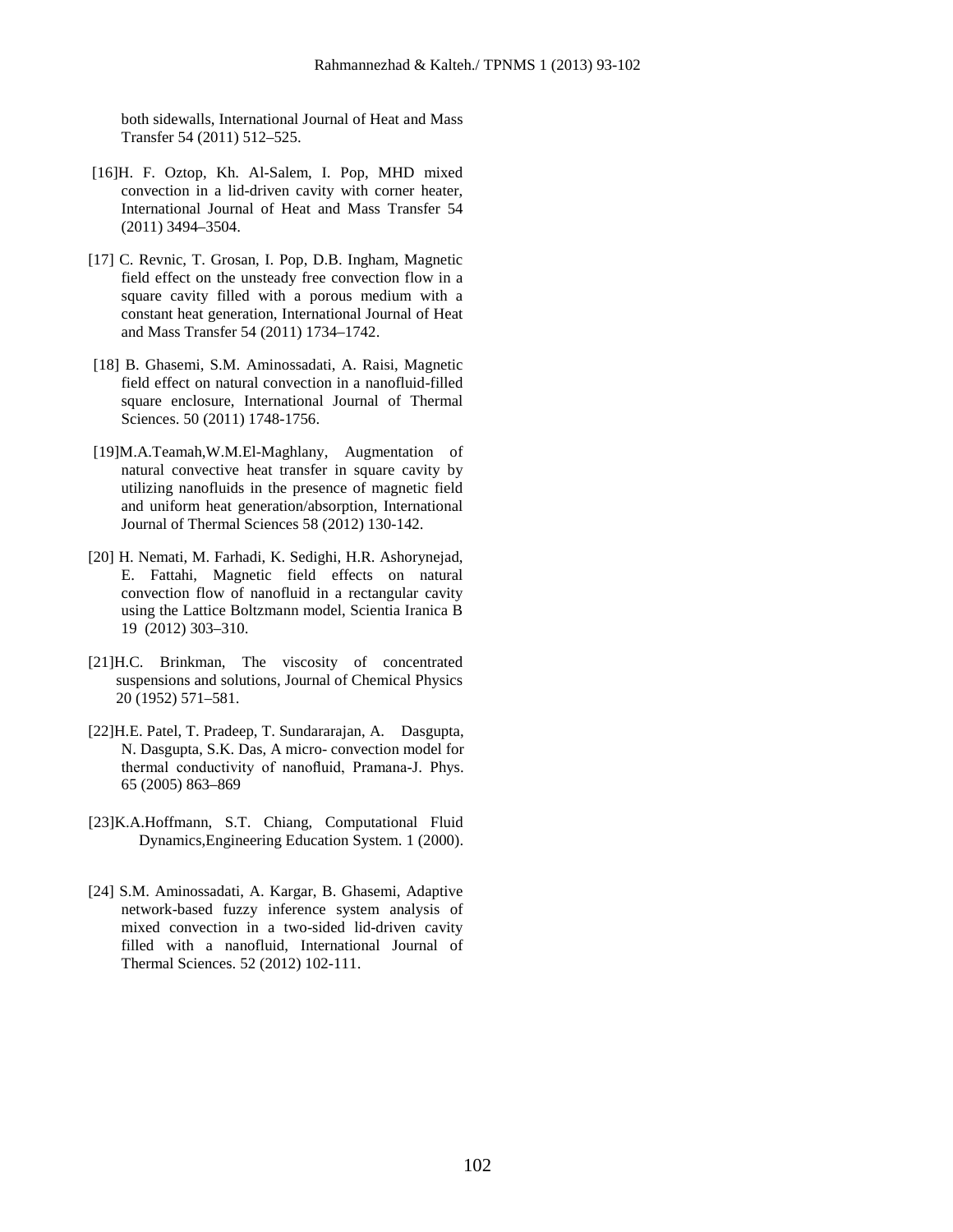both sidewalls, International Journal of Heat and Mass Transfer 54 (2011) 512–525.

[16]H. F. Oztop, Kh. Al-Salem, I. Pop, MHD mixed convection in a lid-driven cavity with corner heater, International Journal of Heat and Mass Transfer 54 (2011) 3494–3504.

[17] C. Revnic, T. Grosan, I. Pop, D.B. Ingham, Magnetic field effect on the unsteady free convection flow in a square cavity filled with a porous medium with a constant heat generation, International Journal of Heat and Mass Transfer 54 (2011) 1734–1742.

[18] B. Ghasemi, S.M. Aminossadati, A. Raisi, Magnetic field effect on natural convection in a nanofluid-filled square enclosure, International Journal of Thermal Sciences. 50 (2011) 1748-1756.

[19]M.A.Teamah,W.M.El-Maghlany, Augmentation of natural convective heat transfer in square cavity by utilizing nanofluids in the presence of magnetic field and uniform heat generation/absorption, International Journal of Thermal Sciences 58 (2012) 130-142.

[20] H. Nemati, M. Farhadi, K. Sedighi, H.R. Ashorynejad, E. Fattahi, Magnetic field effects on natural convection flow of nanofluid in a rectangular cavity using the Lattice Boltzmann model, Scientia Iranica B 19 (2012) 303–310.

[21]H.C. Brinkman, The viscosity of concentrated suspensions and solutions, Journal of Chemical Physics 20 (1952) 571–581.

[22]H.E. Patel, T. Pradeep, T. Sundararajan, A. Dasgupta, N. Dasgupta, S.K. Das, A micro- convection model for thermal conductivity of nanofluid, Pramana-J. Phys. 65 (2005) 863–869

[23]K.A.Hoffmann, S.T. Chiang, Computational Fluid Dynamics,Engineering Education System. 1 (2000).

[24] S.M. Aminossadati, A. Kargar, B. Ghasemi, Adaptive network-based fuzzy inference system analysis of mixed convection in a two-sided lid-driven cavity filled with a nanofluid, International Journal of Thermal Sciences. 52 (2012) 102-111.